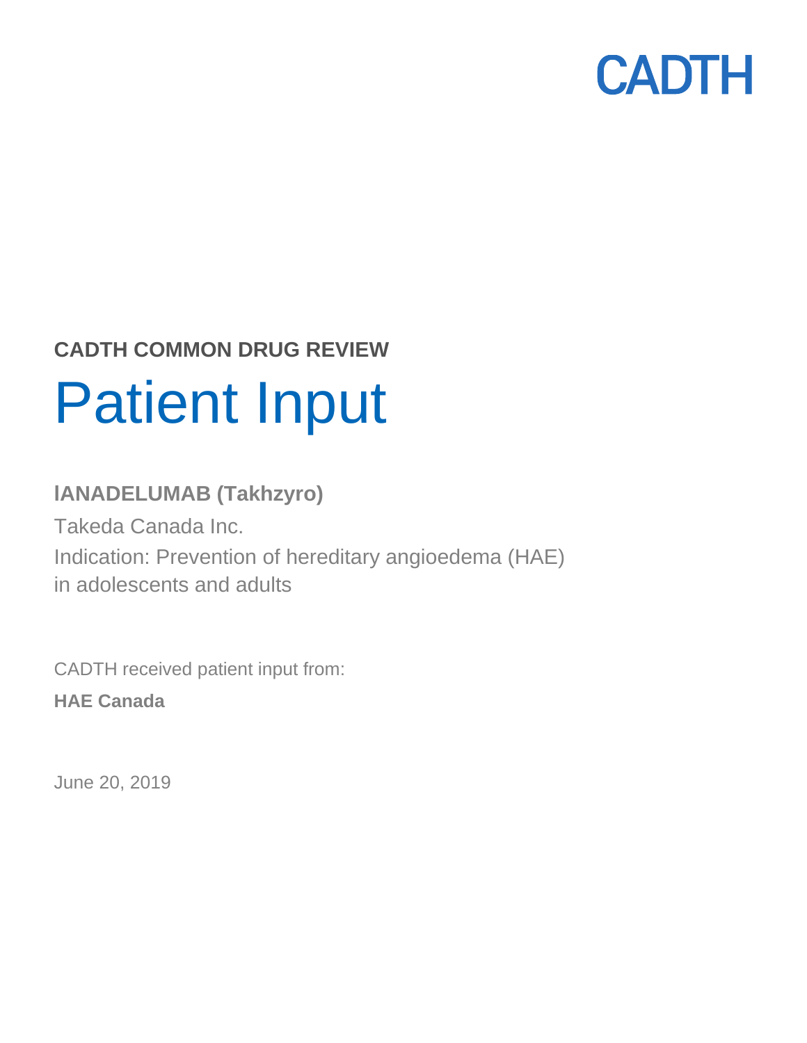CADTH

**CADTH COMMON DRUG REVIEW**

# Patient Input

**lANADELUMAB (Takhzyro)**

Takeda Canada Inc.

Indication: Prevention of hereditary angioedema (HAE) in adolescents and adults

CADTH received patient input from:

**HAE Canada**

June 20, 2019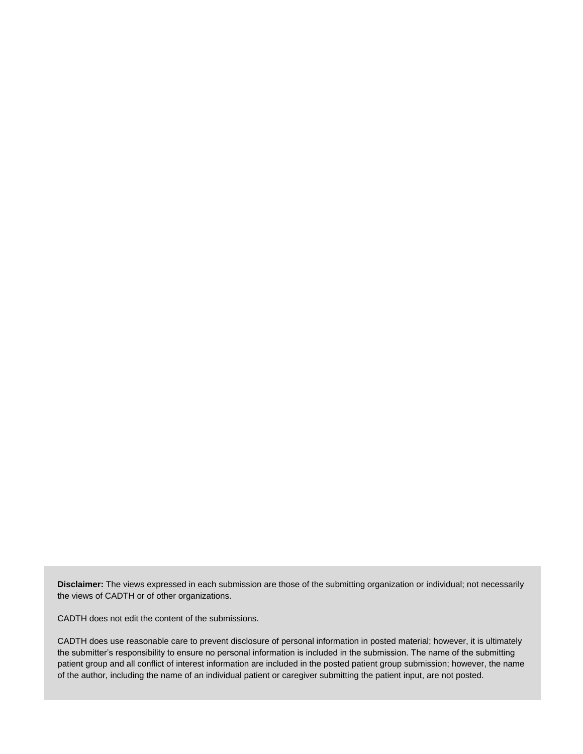**Disclaimer:** The views expressed in each submission are those of the submitting organization or individual; not necessarily the views of CADTH or of other organizations.

CADTH does not edit the content of the submissions.

CADTH does use reasonable care to prevent disclosure of personal information in posted material; however, it is ultimately the submitter's responsibility to ensure no personal information is included in the submission. The name of the submitting patient group and all conflict of interest information are included in the posted patient group submission; however, the name of the author, including the name of an individual patient or caregiver submitting the patient input, are not posted.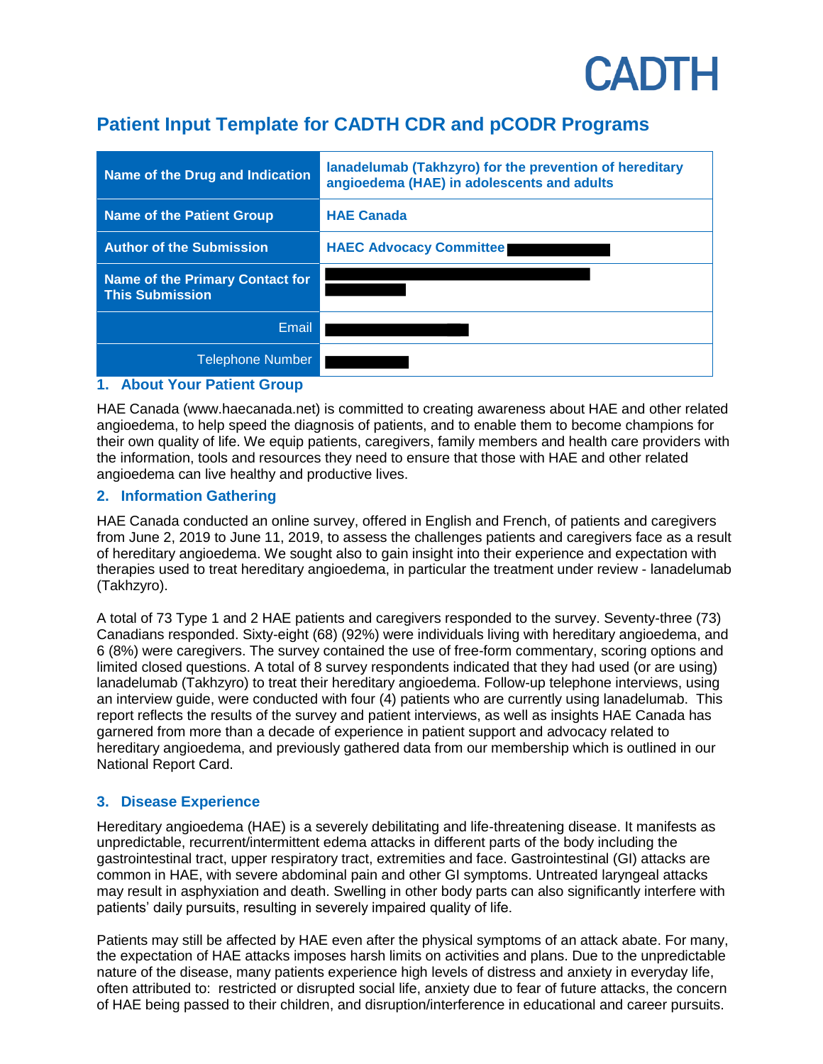CADTH

# Patient Input Template for CADTH CDR and pCODR Programs

| Name of the Drug and Indication | lanadelumab (Takhzyro) for the prevention of hereditary angioedema (HAE) in adolescents and adults |
|---|---|
| Name of the Patient Group | HAE Canada |
| Author of the Submission | HAEC Advocacy Committee |
| Name of the Primary Contact for This Submission | |
| Email | |
| Telephone Number | |

## 1. About Your Patient Group

HAE Canada (www.haecanada.net) is committed to creating awareness about HAE and other related angioedema, to help speed the diagnosis of patients, and to enable them to become champions for their own quality of life. We equip patients, caregivers, family members and health care providers with the information, tools and resources they need to ensure that those with HAE and other related angioedema can live healthy and productive lives.

## 2. Information Gathering

HAE Canada conducted an online survey, offered in English and French, of patients and caregivers from June 2, 2019 to June 11, 2019, to assess the challenges patients and caregivers face as a result of hereditary angioedema. We sought also to gain insight into their experience and expectation with therapies used to treat hereditary angioedema, in particular the treatment under review - lanadelumab (Takhzyro).

A total of 73 Type 1 and 2 HAE patients and caregivers responded to the survey. Seventy-three (73) Canadians responded. Sixty-eight (68) (92%) were individuals living with hereditary angioedema, and 6 (8%) were caregivers. The survey contained the use of free-form commentary, scoring options and limited closed questions. A total of 8 survey respondents indicated that they had used (or are using) lanadelumab (Takhzyro) to treat their hereditary angioedema. Follow-up telephone interviews, using an interview guide, were conducted with four (4) patients who are currently using lanadelumab. This report reflects the results of the survey and patient interviews, as well as insights HAE Canada has garnered from more than a decade of experience in patient support and advocacy related to hereditary angioedema, and previously gathered data from our membership which is outlined in our National Report Card.

## 3. Disease Experience

Hereditary angioedema (HAE) is a severely debilitating and life-threatening disease. It manifests as unpredictable, recurrent/intermittent edema attacks in different parts of the body including the gastrointestinal tract, upper respiratory tract, extremities and face. Gastrointestinal (GI) attacks are common in HAE, with severe abdominal pain and other GI symptoms. Untreated laryngeal attacks may result in asphyxiation and death. Swelling in other body parts can also significantly interfere with patients' daily pursuits, resulting in severely impaired quality of life.

Patients may still be affected by HAE even after the physical symptoms of an attack abate. For many, the expectation of HAE attacks imposes harsh limits on activities and plans. Due to the unpredictable nature of the disease, many patients experience high levels of distress and anxiety in everyday life, often attributed to: restricted or disrupted social life, anxiety due to fear of future attacks, the concern of HAE being passed to their children, and disruption/interference in educational and career pursuits.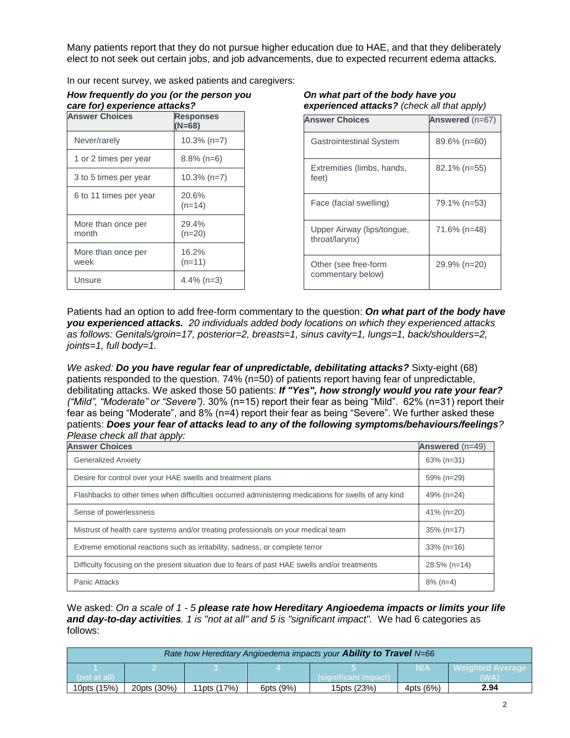Many patients report that they do not pursue higher education due to HAE, and that they deliberately elect to not seek out certain jobs, and job advancements, due to expected recurrent edema attacks.

In our recent survey, we asked patients and caregivers:

***How frequently do you (or the person you care for) experience attacks?***

| Answer Choices | Responses (N=68) |
|---|---|
| Never/rarely | 10.3% (n=7) |
| 1 or 2 times per year | 8.8% (n=6) |
| 3 to 5 times per year | 10.3% (n=7) |
| 6 to 11 times per year | 20.6% (n=14) |
| More than once per month | 29.4% (n=20) |
| More than once per week | 16.2% (n=11) |
| Unsure | 4.4% (n=3) |

***On what part of the body have you experienced attacks?*** *(check all that apply)*

| Answer Choices | Answered (n=67) |
|---|---|
| Gastrointestinal System | 89.6% (n=60) |
| Extremities (limbs, hands, feet) | 82.1% (n=55) |
| Face (facial swelling) | 79.1% (n=53) |
| Upper Airway (lips/tongue, throat/larynx) | 71.6% (n=48) |
| Other (see free-form commentary below) | 29.9% (n=20) |

Patients had an option to add free-form commentary to the question: ***On what part of the body have you experienced attacks.*** *20 individuals added body locations on which they experienced attacks as follows: Genitals/groin=17, posterior=2, breasts=1, sinus cavity=1, lungs=1, back/shoulders=2, joints=1, full body=1.*

*We asked:* ***Do you have regular fear of unpredictable, debilitating attacks?*** Sixty-eight (68) patients responded to the question. 74% (n=50) of patients report having fear of unpredictable, debilitating attacks. We asked those 50 patients: ***If "Yes", how strongly would you rate your fear?*** *("Mild", "Moderate" or "Severe")*. 30% (n=15) report their fear as being "Mild". 62% (n=31) report their fear as being "Moderate", and 8% (n=4) report their fear as being "Severe". We further asked these patients: ***Does your fear of attacks lead to any of the following symptoms/behaviours/feelings****? Please check all that apply:*

| Answer Choices | Answered (n=49) |
|---|---|
| Generalized Anxiety | 63% (n=31) |
| Desire for control over your HAE swells and treatment plans | 59% (n=29) |
| Flashbacks to other times when difficulties occurred administering medications for swells of any kind | 49% (n=24) |
| Sense of powerlessness | 41% (n=20) |
| Mistrust of health care systems and/or treating professionals on your medical team | 35% (n=17) |
| Extreme emotional reactions such as irritability, sadness, or complete terror | 33% (n=16) |
| Difficulty focusing on the present situation due to fears of past HAE swells and/or treatments | 28.5% (n=14) |
| Panic Attacks | 8% (n=4) |

We asked: *On a scale of 1 - 5* ***please rate how Hereditary Angioedema impacts or limits your life and day-to-day activities****. 1 is "not at all" and 5 is "significant impact".* We had 6 categories as follows:

| *Rate how Hereditary Angioedema impacts your* ***Ability to Travel*** *N=66* | | | | | | |
|---|---|---|---|---|---|---|
| 1 (not at all) | 2 | 3 | 4 | 5 (significant impact) | N/A | Weighted Average (WA) |
| 10pts (15%) | 20pts (30%) | 11pts (17%) | 6pts (9%) | 15pts (23%) | 4pts (6%) | **2.94** |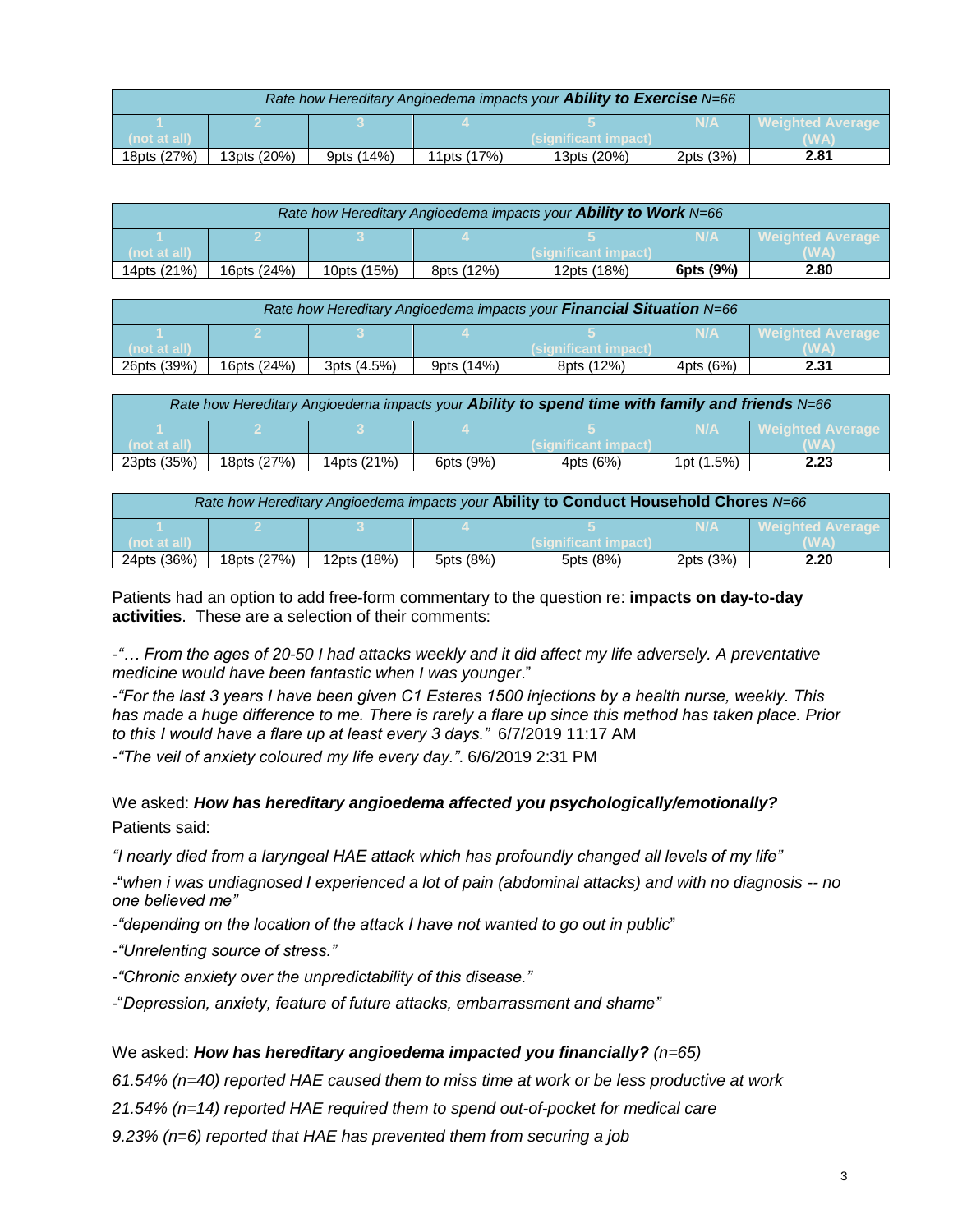| *Rate how Hereditary Angioedema impacts your* ***Ability to Exercise*** *N=66* | | | | | | |
|---|---|---|---|---|---|---|
| 1 (not at all) | 2 | 3 | 4 | 5 (significant impact) | N/A | Weighted Average (WA) |
| 18pts (27%) | 13pts (20%) | 9pts (14%) | 11pts (17%) | 13pts (20%) | 2pts (3%) | **2.81** |

| *Rate how Hereditary Angioedema impacts your* ***Ability to Work*** *N=66* | | | | | | |
|---|---|---|---|---|---|---|
| 1 (not at all) | 2 | 3 | 4 | 5 (significant impact) | N/A | Weighted Average (WA) |
| 14pts (21%) | 16pts (24%) | 10pts (15%) | 8pts (12%) | 12pts (18%) | **6pts (9%)** | **2.80** |

| *Rate how Hereditary Angioedema impacts your* ***Financial Situation*** *N=66* | | | | | | |
|---|---|---|---|---|---|---|
| 1 (not at all) | 2 | 3 | 4 | 5 (significant impact) | N/A | Weighted Average (WA) |
| 26pts (39%) | 16pts (24%) | 3pts (4.5%) | 9pts (14%) | 8pts (12%) | 4pts (6%) | **2.31** |

| *Rate how Hereditary Angioedema impacts your* ***Ability to spend time with family and friends*** *N=66* | | | | | | |
|---|---|---|---|---|---|---|
| 1 (not at all) | 2 | 3 | 4 | 5 (significant impact) | N/A | Weighted Average (WA) |
| 23pts (35%) | 18pts (27%) | 14pts (21%) | 6pts (9%) | 4pts (6%) | 1pt (1.5%) | **2.23** |

| *Rate how Hereditary Angioedema impacts your* **Ability to Conduct Household Chores** *N=66* | | | | | | |
|---|---|---|---|---|---|---|
| 1 (not at all) | 2 | 3 | 4 | 5 (significant impact) | N/A | Weighted Average (WA) |
| 24pts (36%) | 18pts (27%) | 12pts (18%) | 5pts (8%) | 5pts (8%) | 2pts (3%) | **2.20** |

Patients had an option to add free-form commentary to the question re: **impacts on day-to-day activities**. These are a selection of their comments:

-*"… From the ages of 20-50 I had attacks weekly and it did affect my life adversely. A preventative medicine would have been fantastic when I was younger*."

-*"For the last 3 years I have been given C1 Esteres 1500 injections by a health nurse, weekly. This has made a huge difference to me. There is rarely a flare up since this method has taken place. Prior to this I would have a flare up at least every 3 days."* 6/7/2019 11:17 AM

-*"The veil of anxiety coloured my life every day."*. 6/6/2019 2:31 PM

We asked: ***How has hereditary angioedema affected you psychologically/emotionally?***

Patients said:

*"I nearly died from a laryngeal HAE attack which has profoundly changed all levels of my life"*

-"*when i was undiagnosed I experienced a lot of pain (abdominal attacks) and with no diagnosis -- no one believed me"*

-*"depending on the location of the attack I have not wanted to go out in public*"

-*"Unrelenting source of stress."*

-*"Chronic anxiety over the unpredictability of this disease."*

-"*Depression, anxiety, feature of future attacks, embarrassment and shame"*

We asked: ***How has hereditary angioedema impacted you financially?*** *(n=65)*

*61.54% (n=40) reported HAE caused them to miss time at work or be less productive at work*

*21.54% (n=14) reported HAE required them to spend out-of-pocket for medical care*

*9.23% (n=6) reported that HAE has prevented them from securing a job*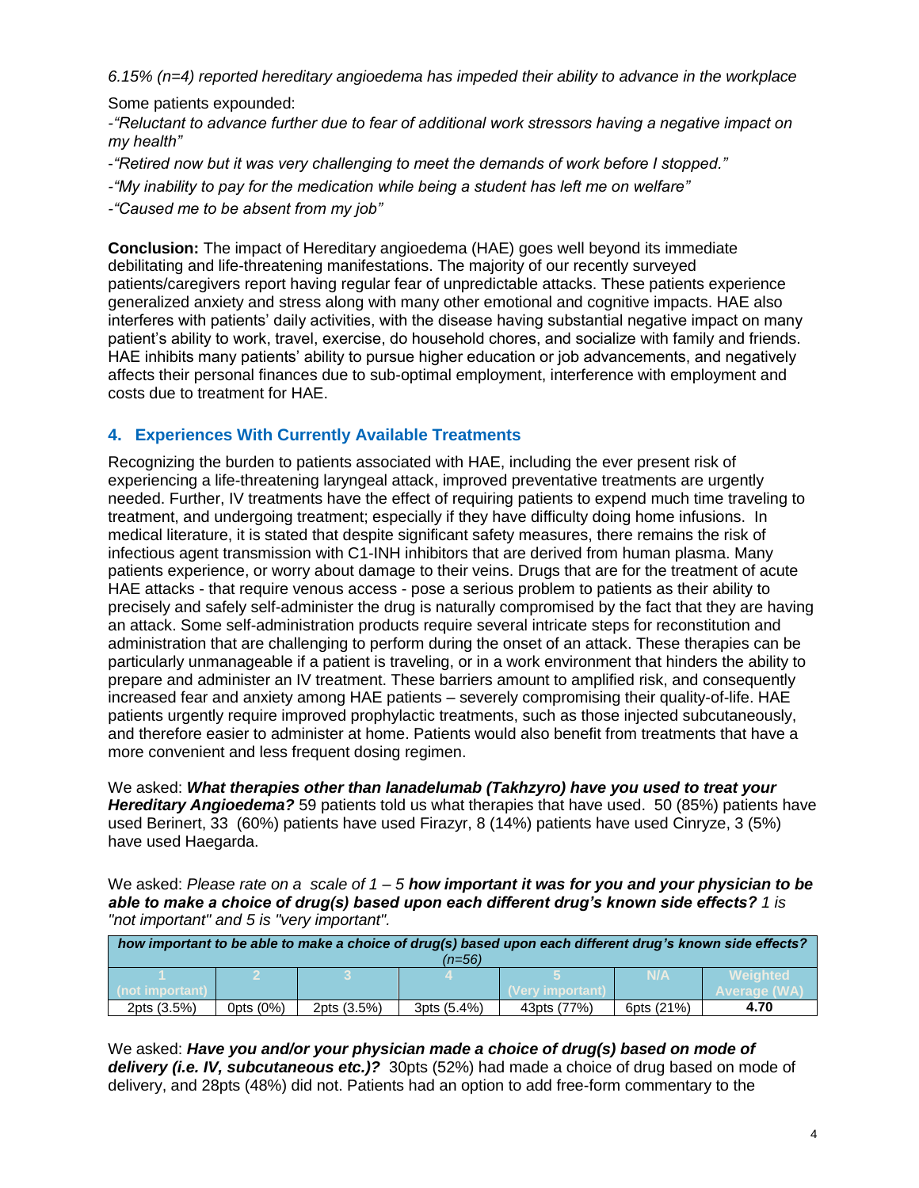*6.15% (n=4) reported hereditary angioedema has impeded their ability to advance in the workplace*

Some patients expounded:

*-"Reluctant to advance further due to fear of additional work stressors having a negative impact on my health"*

*-"Retired now but it was very challenging to meet the demands of work before I stopped."*

*-"My inability to pay for the medication while being a student has left me on welfare"*

*-"Caused me to be absent from my job"*

**Conclusion:** The impact of Hereditary angioedema (HAE) goes well beyond its immediate debilitating and life-threatening manifestations. The majority of our recently surveyed patients/caregivers report having regular fear of unpredictable attacks. These patients experience generalized anxiety and stress along with many other emotional and cognitive impacts. HAE also interferes with patients' daily activities, with the disease having substantial negative impact on many patient's ability to work, travel, exercise, do household chores, and socialize with family and friends. HAE inhibits many patients' ability to pursue higher education or job advancements, and negatively affects their personal finances due to sub-optimal employment, interference with employment and costs due to treatment for HAE.

## 4. Experiences With Currently Available Treatments

Recognizing the burden to patients associated with HAE, including the ever present risk of experiencing a life-threatening laryngeal attack, improved preventative treatments are urgently needed. Further, IV treatments have the effect of requiring patients to expend much time traveling to treatment, and undergoing treatment; especially if they have difficulty doing home infusions. In medical literature, it is stated that despite significant safety measures, there remains the risk of infectious agent transmission with C1-INH inhibitors that are derived from human plasma. Many patients experience, or worry about damage to their veins. Drugs that are for the treatment of acute HAE attacks - that require venous access - pose a serious problem to patients as their ability to precisely and safely self-administer the drug is naturally compromised by the fact that they are having an attack. Some self-administration products require several intricate steps for reconstitution and administration that are challenging to perform during the onset of an attack. These therapies can be particularly unmanageable if a patient is traveling, or in a work environment that hinders the ability to prepare and administer an IV treatment. These barriers amount to amplified risk, and consequently increased fear and anxiety among HAE patients – severely compromising their quality-of-life. HAE patients urgently require improved prophylactic treatments, such as those injected subcutaneously, and therefore easier to administer at home. Patients would also benefit from treatments that have a more convenient and less frequent dosing regimen.

We asked: ***What therapies other than lanadelumab (Takhzyro) have you used to treat your Hereditary Angioedema?*** 59 patients told us what therapies that have used. 50 (85%) patients have used Berinert, 33 (60%) patients have used Firazyr, 8 (14%) patients have used Cinryze, 3 (5%) have used Haegarda.

We asked: *Please rate on a scale of 1 – 5* ***how important it was for you and your physician to be able to make a choice of drug(s) based upon each different drug's known side effects?*** *1 is "not important" and 5 is "very important".*

| ***how important to be able to make a choice of drug(s) based upon each different drug's known side effects?*** *(n=56)* | | | | | | |
|---|---|---|---|---|---|---|
| 1 (not important) | 2 | 3 | 4 | 5 (Very important) | N/A | Weighted Average (WA) |
| 2pts (3.5%) | 0pts (0%) | 2pts (3.5%) | 3pts (5.4%) | 43pts (77%) | 6pts (21%) | **4.70** |

We asked: ***Have you and/or your physician made a choice of drug(s) based on mode of delivery (i.e. IV, subcutaneous etc.)?*** 30pts (52%) had made a choice of drug based on mode of delivery, and 28pts (48%) did not. Patients had an option to add free-form commentary to the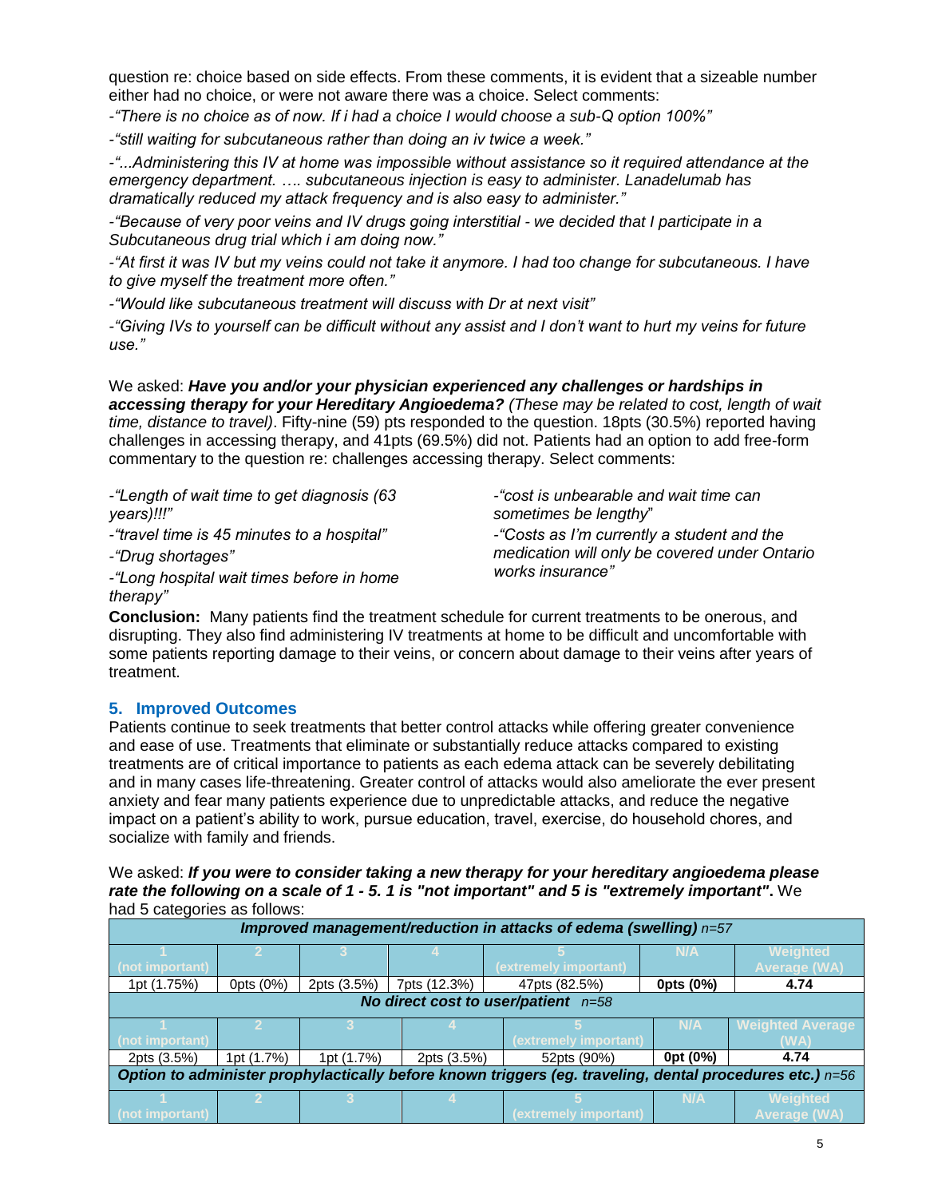question re: choice based on side effects. From these comments, it is evident that a sizeable number either had no choice, or were not aware there was a choice. Select comments:

-*"There is no choice as of now. If i had a choice I would choose a sub-Q option 100%"*

-*"still waiting for subcutaneous rather than doing an iv twice a week."*

-*"...Administering this IV at home was impossible without assistance so it required attendance at the emergency department. …. subcutaneous injection is easy to administer. Lanadelumab has dramatically reduced my attack frequency and is also easy to administer."*

-*"Because of very poor veins and IV drugs going interstitial - we decided that I participate in a Subcutaneous drug trial which i am doing now."*

-*"At first it was IV but my veins could not take it anymore. I had too change for subcutaneous. I have to give myself the treatment more often."*

-*"Would like subcutaneous treatment will discuss with Dr at next visit"*

-*"Giving IVs to yourself can be difficult without any assist and I don't want to hurt my veins for future use."*

We asked: ***Have you and/or your physician experienced any challenges or hardships in accessing therapy for your Hereditary Angioedema?*** *(These may be related to cost, length of wait time, distance to travel)*. Fifty-nine (59) pts responded to the question. 18pts (30.5%) reported having challenges in accessing therapy, and 41pts (69.5%) did not. Patients had an option to add free-form commentary to the question re: challenges accessing therapy. Select comments:

-*"Length of wait time to get diagnosis (63 years)!!!"*

-*"travel time is 45 minutes to a hospital"*

-*"Drug shortages"*

-*"Long hospital wait times before in home therapy"*

-*"cost is unbearable and wait time can sometimes be lengthy"*

-*"Costs as I'm currently a student and the medication will only be covered under Ontario works insurance"*

**Conclusion:** Many patients find the treatment schedule for current treatments to be onerous, and disrupting. They also find administering IV treatments at home to be difficult and uncomfortable with some patients reporting damage to their veins, or concern about damage to their veins after years of treatment.

## 5. Improved Outcomes

Patients continue to seek treatments that better control attacks while offering greater convenience and ease of use. Treatments that eliminate or substantially reduce attacks compared to existing treatments are of critical importance to patients as each edema attack can be severely debilitating and in many cases life-threatening. Greater control of attacks would also ameliorate the ever present anxiety and fear many patients experience due to unpredictable attacks, and reduce the negative impact on a patient's ability to work, pursue education, travel, exercise, do household chores, and socialize with family and friends.

We asked: ***If you were to consider taking a new therapy for your hereditary angioedema please rate the following on a scale of 1 - 5. 1 is "not important" and 5 is "extremely important".*** We had 5 categories as follows:

| ***Improved management/reduction in attacks of edema (swelling)*** *n=57* | | | | | | |
|---|---|---|---|---|---|---|
| 1 (not important) | 2 | 3 | 4 | 5 (extremely important) | N/A | Weighted Average (WA) |
| 1pt (1.75%) | 0pts (0%) | 2pts (3.5%) | 7pts (12.3%) | 47pts (82.5%) | **0pts (0%)** | **4.74** |
| ***No direct cost to user/patient*** *n=58* | | | | | | |
| 1 (not important) | 2 | 3 | 4 | 5 (extremely important) | N/A | Weighted Average (WA) |
| 2pts (3.5%) | 1pt (1.7%) | 1pt (1.7%) | 2pts (3.5%) | 52pts (90%) | **0pt (0%)** | **4.74** |
| ***Option to administer prophylactically before known triggers (eg. traveling, dental procedures etc.)*** *n=56* | | | | | | |
| 1 (not important) | 2 | 3 | 4 | 5 (extremely important) | N/A | Weighted Average (WA) |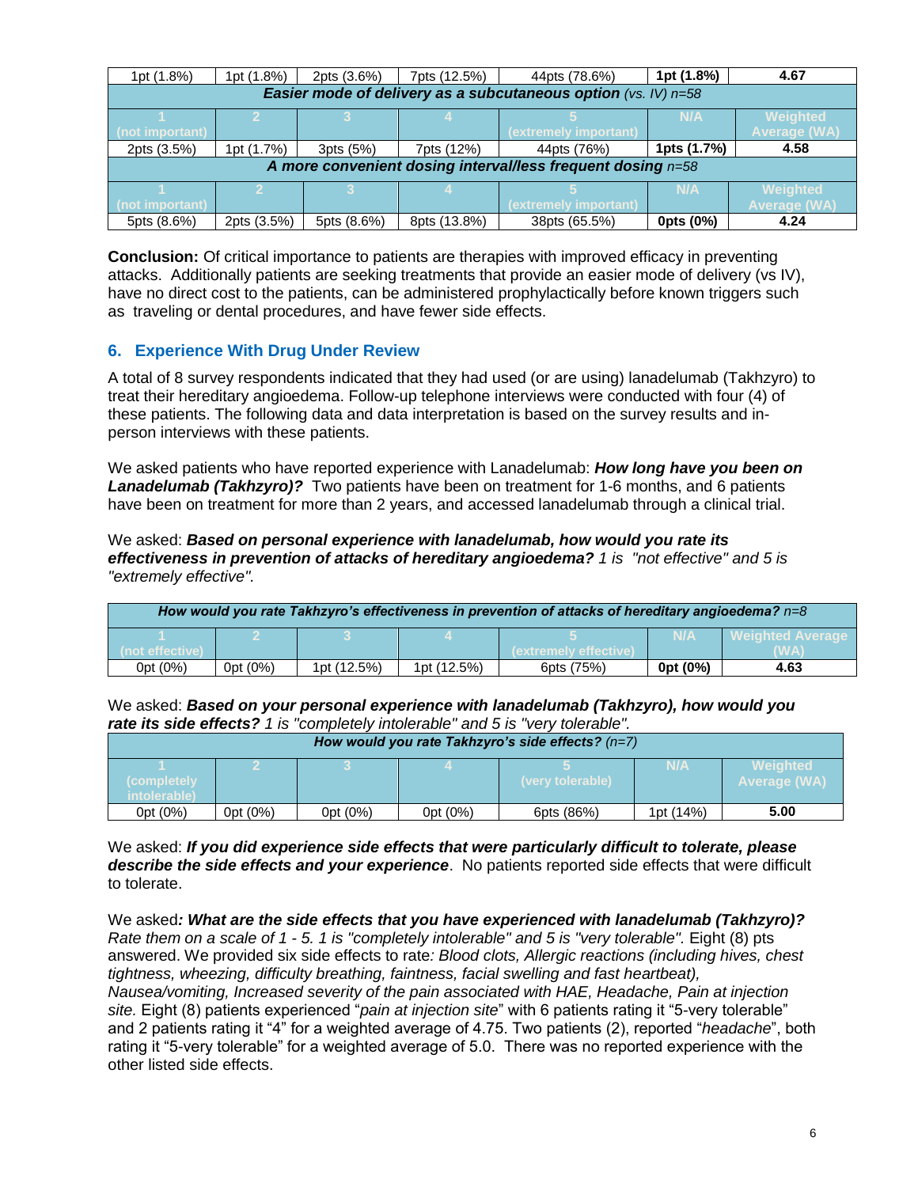| 1pt (1.8%) | 1pt (1.8%) | 2pts (3.6%) | 7pts (12.5%) | 44pts (78.6%) | **1pt (1.8%)** | **4.67** |
|---|---|---|---|---|---|---|
| ***Easier mode of delivery as a subcutaneous option*** *(vs. IV) n=58* | | | | | | |
| 1 (not important) | 2 | 3 | 4 | 5 (extremely important) | N/A | Weighted Average (WA) |
| 2pts (3.5%) | 1pt (1.7%) | 3pts (5%) | 7pts (12%) | 44pts (76%) | **1pts (1.7%)** | **4.58** |
| ***A more convenient dosing interval/less frequent dosing*** *n=58* | | | | | | |
| 1 (not important) | 2 | 3 | 4 | 5 (extremely important) | N/A | Weighted Average (WA) |
| 5pts (8.6%) | 2pts (3.5%) | 5pts (8.6%) | 8pts (13.8%) | 38pts (65.5%) | **0pts (0%)** | **4.24** |

**Conclusion:** Of critical importance to patients are therapies with improved efficacy in preventing attacks. Additionally patients are seeking treatments that provide an easier mode of delivery (vs IV), have no direct cost to the patients, can be administered prophylactically before known triggers such as traveling or dental procedures, and have fewer side effects.

## 6. Experience With Drug Under Review

A total of 8 survey respondents indicated that they had used (or are using) lanadelumab (Takhzyro) to treat their hereditary angioedema. Follow-up telephone interviews were conducted with four (4) of these patients. The following data and data interpretation is based on the survey results and in-person interviews with these patients.

We asked patients who have reported experience with Lanadelumab: ***How long have you been on Lanadelumab (Takhzyro)?*** Two patients have been on treatment for 1-6 months, and 6 patients have been on treatment for more than 2 years, and accessed lanadelumab through a clinical trial.

We asked: ***Based on personal experience with lanadelumab, how would you rate its effectiveness in prevention of attacks of hereditary angioedema?*** *1 is "not effective" and 5 is "extremely effective".*

| ***How would you rate Takhzyro's effectiveness in prevention of attacks of hereditary angioedema?*** *n=8* | | | | | | |
|---|---|---|---|---|---|---|
| 1 (not effective) | 2 | 3 | 4 | 5 (extremely effective) | N/A | Weighted Average (WA) |
| 0pt (0%) | 0pt (0%) | 1pt (12.5%) | 1pt (12.5%) | 6pts (75%) | **0pt (0%)** | **4.63** |

We asked: ***Based on your personal experience with lanadelumab (Takhzyro), how would you rate its side effects?*** *1 is "completely intolerable" and 5 is "very tolerable".*

| ***How would you rate Takhzyro's side effects?*** *(n=7)* | | | | | | |
|---|---|---|---|---|---|---|
| 1 (completely intolerable) | 2 | 3 | 4 | 5 (very tolerable) | N/A | Weighted Average (WA) |
| 0pt (0%) | 0pt (0%) | 0pt (0%) | 0pt (0%) | 6pts (86%) | 1pt (14%) | **5.00** |

We asked: ***If you did experience side effects that were particularly difficult to tolerate, please describe the side effects and your experience***. No patients reported side effects that were difficult to tolerate.

We asked***: What are the side effects that you have experienced with lanadelumab (Takhzyro)?*** *Rate them on a scale of 1 - 5. 1 is "completely intolerable" and 5 is "very tolerable".* Eight (8) pts answered. We provided six side effects to rate*: Blood clots, Allergic reactions (including hives, chest tightness, wheezing, difficulty breathing, faintness, facial swelling and fast heartbeat), Nausea/vomiting, Increased severity of the pain associated with HAE, Headache, Pain at injection site.* Eight (8) patients experienced "*pain at injection site*" with 6 patients rating it "5-very tolerable" and 2 patients rating it "4" for a weighted average of 4.75. Two patients (2), reported "*headache*", both rating it "5-very tolerable" for a weighted average of 5.0. There was no reported experience with the other listed side effects.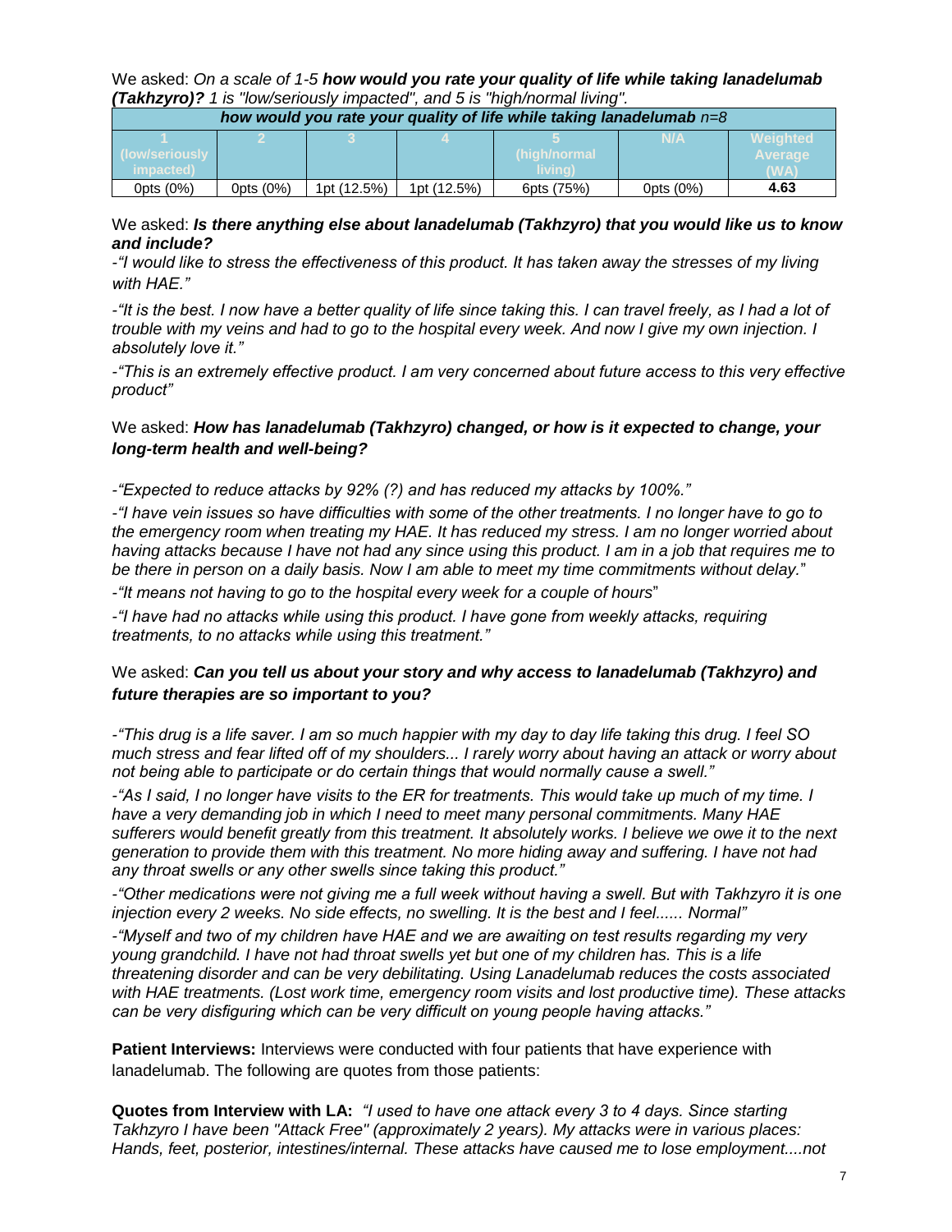We asked: *On a scale of 1-5* ***how would you rate your quality of life while taking lanadelumab (Takhzyro)?*** *1 is "low/seriously impacted", and 5 is "high/normal living".*

| ***how would you rate your quality of life while taking lanadelumab*** *n=8* | | | | | | |
|---|---|---|---|---|---|---|
| 1 (low/seriously impacted) | 2 | 3 | 4 | 5 (high/normal living) | N/A | Weighted Average (WA) |
| 0pts (0%) | 0pts (0%) | 1pt (12.5%) | 1pt (12.5%) | 6pts (75%) | 0pts (0%) | **4.63** |

We asked: ***Is there anything else about lanadelumab (Takhzyro) that you would like us to know and include?***

*-"I would like to stress the effectiveness of this product. It has taken away the stresses of my living with HAE."*

*-"It is the best. I now have a better quality of life since taking this. I can travel freely, as I had a lot of trouble with my veins and had to go to the hospital every week. And now I give my own injection. I absolutely love it."*

*-"This is an extremely effective product. I am very concerned about future access to this very effective product"*

We asked: ***How has lanadelumab (Takhzyro) changed, or how is it expected to change, your long-term health and well-being?***

*-"Expected to reduce attacks by 92% (?) and has reduced my attacks by 100%."*

*-"I have vein issues so have difficulties with some of the other treatments. I no longer have to go to the emergency room when treating my HAE. It has reduced my stress. I am no longer worried about having attacks because I have not had any since using this product. I am in a job that requires me to be there in person on a daily basis. Now I am able to meet my time commitments without delay.*"

*-"It means not having to go to the hospital every week for a couple of hours*"

*-"I have had no attacks while using this product. I have gone from weekly attacks, requiring treatments, to no attacks while using this treatment."*

We asked: ***Can you tell us about your story and why access to lanadelumab (Takhzyro) and future therapies are so important to you?***

*-"This drug is a life saver. I am so much happier with my day to day life taking this drug. I feel SO much stress and fear lifted off of my shoulders... I rarely worry about having an attack or worry about not being able to participate or do certain things that would normally cause a swell."*

*-"As I said, I no longer have visits to the ER for treatments. This would take up much of my time. I have a very demanding job in which I need to meet many personal commitments. Many HAE sufferers would benefit greatly from this treatment. It absolutely works. I believe we owe it to the next generation to provide them with this treatment. No more hiding away and suffering. I have not had any throat swells or any other swells since taking this product."*

*-"Other medications were not giving me a full week without having a swell. But with Takhzyro it is one injection every 2 weeks. No side effects, no swelling. It is the best and I feel...... Normal"*

*-"Myself and two of my children have HAE and we are awaiting on test results regarding my very young grandchild. I have not had throat swells yet but one of my children has. This is a life threatening disorder and can be very debilitating. Using Lanadelumab reduces the costs associated with HAE treatments. (Lost work time, emergency room visits and lost productive time). These attacks can be very disfiguring which can be very difficult on young people having attacks."*

**Patient Interviews:** Interviews were conducted with four patients that have experience with lanadelumab. The following are quotes from those patients:

**Quotes from Interview with LA:** *"I used to have one attack every 3 to 4 days. Since starting Takhzyro I have been "Attack Free" (approximately 2 years). My attacks were in various places: Hands, feet, posterior, intestines/internal. These attacks have caused me to lose employment....not*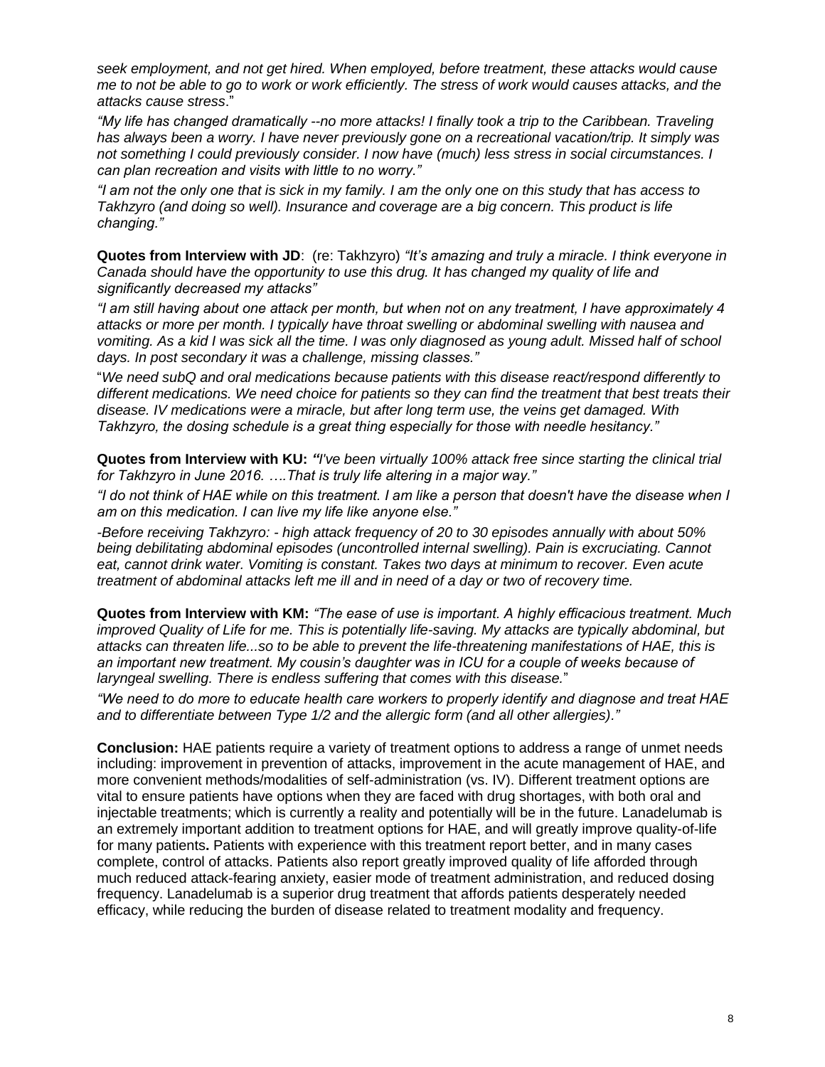*seek employment, and not get hired. When employed, before treatment, these attacks would cause me to not be able to go to work or work efficiently. The stress of work would causes attacks, and the attacks cause stress*."

*"My life has changed dramatically --no more attacks! I finally took a trip to the Caribbean. Traveling has always been a worry. I have never previously gone on a recreational vacation/trip. It simply was not something I could previously consider. I now have (much) less stress in social circumstances. I can plan recreation and visits with little to no worry."*

*"I am not the only one that is sick in my family. I am the only one on this study that has access to Takhzyro (and doing so well). Insurance and coverage are a big concern. This product is life changing."*

**Quotes from Interview with JD**: (re: Takhzyro) *"It's amazing and truly a miracle. I think everyone in Canada should have the opportunity to use this drug. It has changed my quality of life and significantly decreased my attacks"*

*"I am still having about one attack per month, but when not on any treatment, I have approximately 4 attacks or more per month. I typically have throat swelling or abdominal swelling with nausea and vomiting. As a kid I was sick all the time. I was only diagnosed as young adult. Missed half of school days. In post secondary it was a challenge, missing classes."*

"*We need subQ and oral medications because patients with this disease react/respond differently to different medications. We need choice for patients so they can find the treatment that best treats their disease. IV medications were a miracle, but after long term use, the veins get damaged. With Takhzyro, the dosing schedule is a great thing especially for those with needle hesitancy."*

**Quotes from Interview with KU:** ***"****I've been virtually 100% attack free since starting the clinical trial for Takhzyro in June 2016. ….That is truly life altering in a major way."*

*"I do not think of HAE while on this treatment. I am like a person that doesn't have the disease when I am on this medication. I can live my life like anyone else."*

*-Before receiving Takhzyro: - high attack frequency of 20 to 30 episodes annually with about 50% being debilitating abdominal episodes (uncontrolled internal swelling). Pain is excruciating. Cannot eat, cannot drink water. Vomiting is constant. Takes two days at minimum to recover. Even acute treatment of abdominal attacks left me ill and in need of a day or two of recovery time.*

**Quotes from Interview with KM:** *"The ease of use is important. A highly efficacious treatment. Much improved Quality of Life for me. This is potentially life-saving. My attacks are typically abdominal, but attacks can threaten life...so to be able to prevent the life-threatening manifestations of HAE, this is an important new treatment. My cousin's daughter was in ICU for a couple of weeks because of laryngeal swelling. There is endless suffering that comes with this disease.*"

*"We need to do more to educate health care workers to properly identify and diagnose and treat HAE and to differentiate between Type 1/2 and the allergic form (and all other allergies)."*

**Conclusion:** HAE patients require a variety of treatment options to address a range of unmet needs including: improvement in prevention of attacks, improvement in the acute management of HAE, and more convenient methods/modalities of self-administration (vs. IV). Different treatment options are vital to ensure patients have options when they are faced with drug shortages, with both oral and injectable treatments; which is currently a reality and potentially will be in the future. Lanadelumab is an extremely important addition to treatment options for HAE, and will greatly improve quality-of-life for many patients**.** Patients with experience with this treatment report better, and in many cases complete, control of attacks. Patients also report greatly improved quality of life afforded through much reduced attack-fearing anxiety, easier mode of treatment administration, and reduced dosing frequency. Lanadelumab is a superior drug treatment that affords patients desperately needed efficacy, while reducing the burden of disease related to treatment modality and frequency.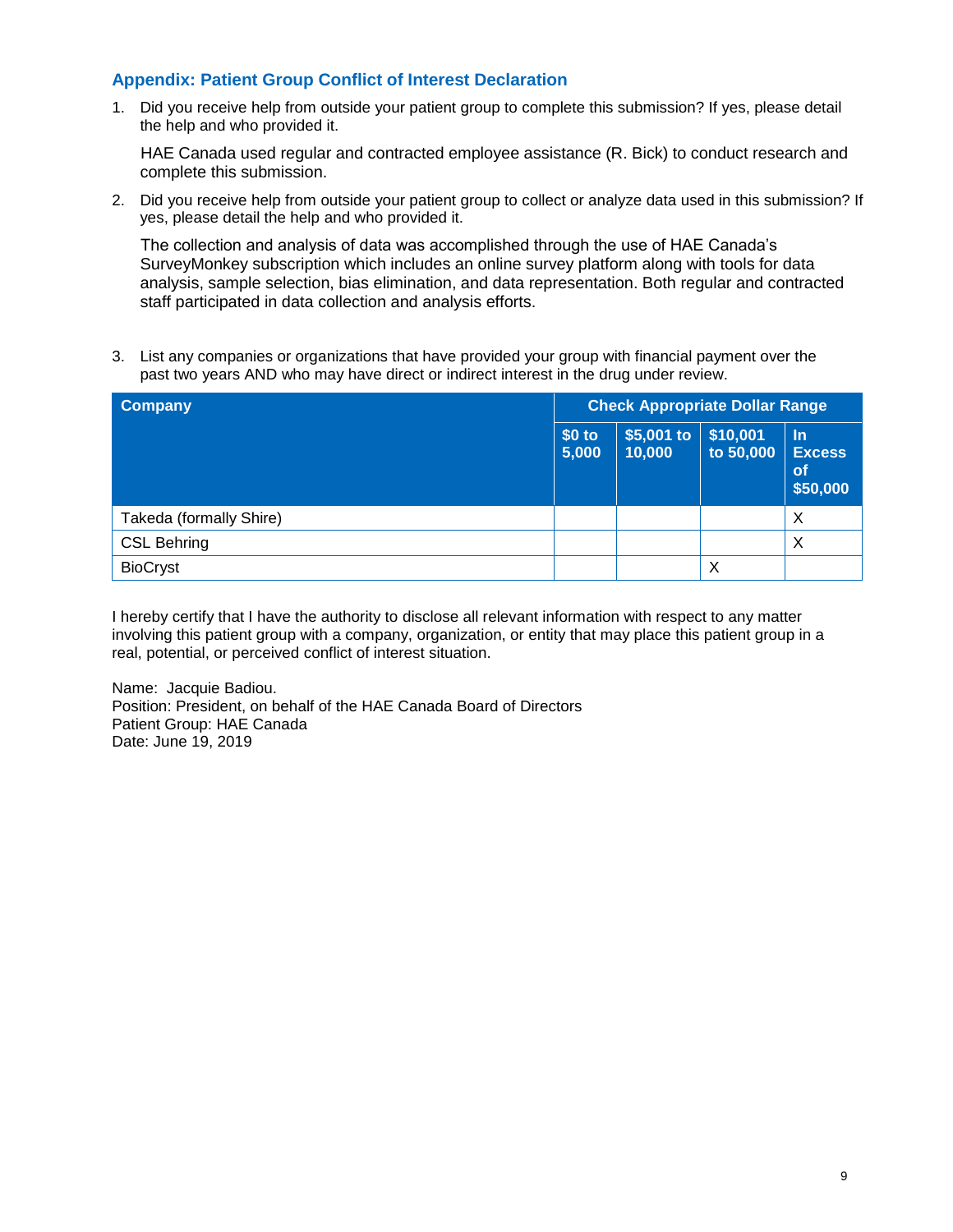## Appendix: Patient Group Conflict of Interest Declaration

1. Did you receive help from outside your patient group to complete this submission? If yes, please detail the help and who provided it.

   HAE Canada used regular and contracted employee assistance (R. Bick) to conduct research and complete this submission.

2. Did you receive help from outside your patient group to collect or analyze data used in this submission? If yes, please detail the help and who provided it.

   The collection and analysis of data was accomplished through the use of HAE Canada's SurveyMonkey subscription which includes an online survey platform along with tools for data analysis, sample selection, bias elimination, and data representation. Both regular and contracted staff participated in data collection and analysis efforts.

3. List any companies or organizations that have provided your group with financial payment over the past two years AND who may have direct or indirect interest in the drug under review.

| Company | Check Appropriate Dollar Range | | | |
|---|---|---|---|---|
| | $0 to 5,000 | $5,001 to 10,000 | $10,001 to 50,000 | In Excess of $50,000 |
| Takeda (formally Shire) | | | | X |
| CSL Behring | | | | X |
| BioCryst | | | X | |

I hereby certify that I have the authority to disclose all relevant information with respect to any matter involving this patient group with a company, organization, or entity that may place this patient group in a real, potential, or perceived conflict of interest situation.

Name: Jacquie Badiou.
Position: President, on behalf of the HAE Canada Board of Directors
Patient Group: HAE Canada
Date: June 19, 2019